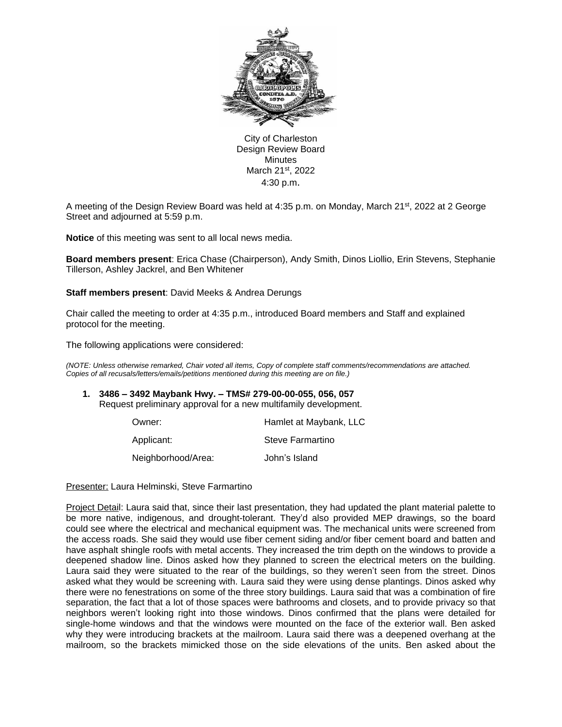City of Charleston
Design Review Board
Minutes
March 21st, 2022
4:30 p.m.

A meeting of the Design Review Board was held at 4:35 p.m. on Monday, March 21st, 2022 at 2 George Street and adjourned at 5:59 p.m.

**Notice** of this meeting was sent to all local news media.

**Board members present**: Erica Chase (Chairperson), Andy Smith, Dinos Liollio, Erin Stevens, Stephanie Tillerson, Ashley Jackrel, and Ben Whitener

**Staff members present**: David Meeks & Andrea Derungs

Chair called the meeting to order at 4:35 p.m., introduced Board members and Staff and explained protocol for the meeting.

The following applications were considered:

*(NOTE: Unless otherwise remarked, Chair voted all items, Copy of complete staff comments/recommendations are attached. Copies of all recusals/letters/emails/petitions mentioned during this meeting are on file.)*

1. **3486 – 3492 Maybank Hwy. – TMS# 279-00-00-055, 056, 057**
   Request preliminary approval for a new multifamily development.

| | |
|---|---|
| Owner: | Hamlet at Maybank, LLC |
| Applicant: | Steve Farmartino |
| Neighborhood/Area: | John's Island |

Presenter: Laura Helminski, Steve Farmartino

Project Detail: Laura said that, since their last presentation, they had updated the plant material palette to be more native, indigenous, and drought-tolerant. They'd also provided MEP drawings, so the board could see where the electrical and mechanical equipment was. The mechanical units were screened from the access roads. She said they would use fiber cement siding and/or fiber cement board and batten and have asphalt shingle roofs with metal accents. They increased the trim depth on the windows to provide a deepened shadow line. Dinos asked how they planned to screen the electrical meters on the building. Laura said they were situated to the rear of the buildings, so they weren't seen from the street. Dinos asked what they would be screening with. Laura said they were using dense plantings. Dinos asked why there were no fenestrations on some of the three story buildings. Laura said that was a combination of fire separation, the fact that a lot of those spaces were bathrooms and closets, and to provide privacy so that neighbors weren't looking right into those windows. Dinos confirmed that the plans were detailed for single-home windows and that the windows were mounted on the face of the exterior wall. Ben asked why they were introducing brackets at the mailroom. Laura said there was a deepened overhang at the mailroom, so the brackets mimicked those on the side elevations of the units. Ben asked about the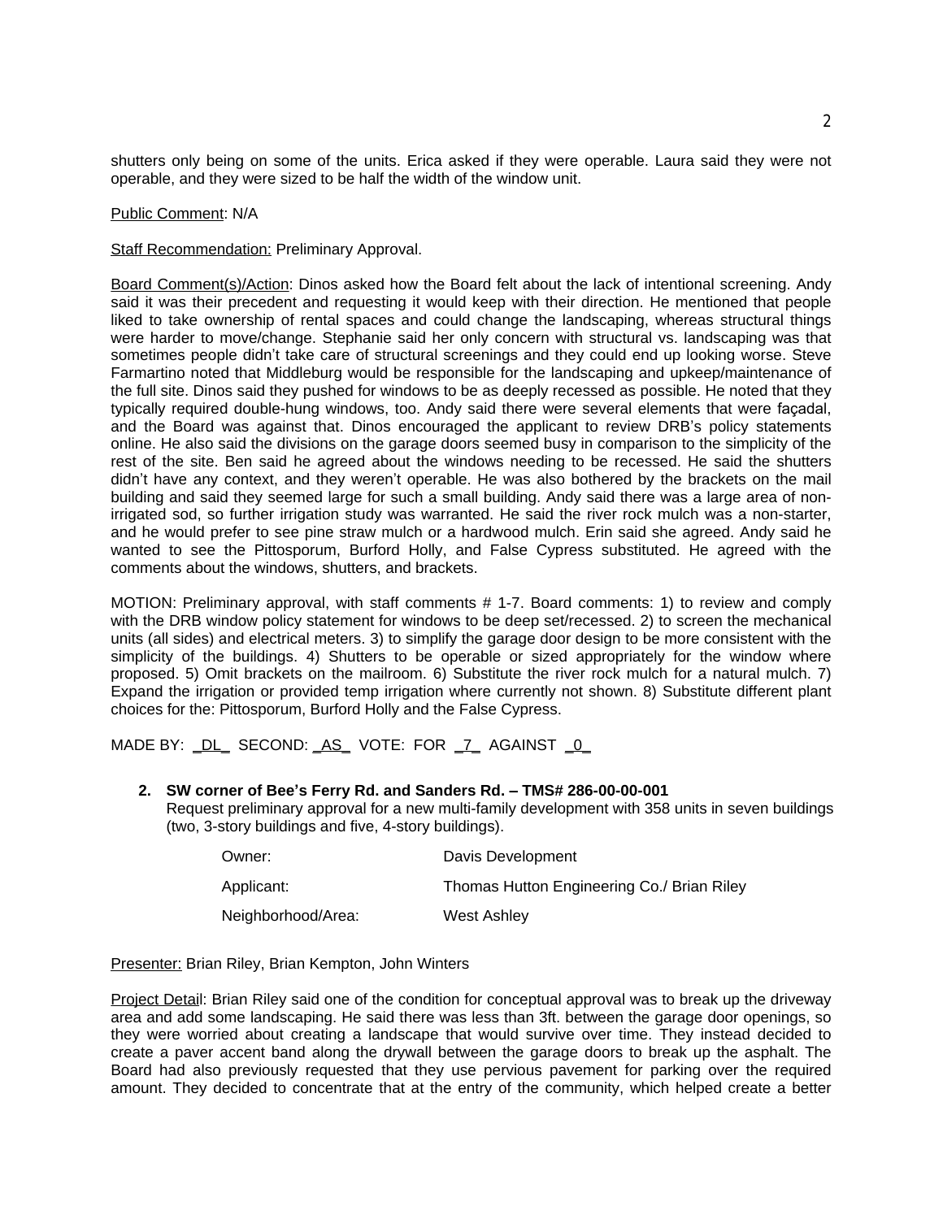shutters only being on some of the units. Erica asked if they were operable. Laura said they were not operable, and they were sized to be half the width of the window unit.

Public Comment: N/A

Staff Recommendation: Preliminary Approval.

Board Comment(s)/Action: Dinos asked how the Board felt about the lack of intentional screening. Andy said it was their precedent and requesting it would keep with their direction. He mentioned that people liked to take ownership of rental spaces and could change the landscaping, whereas structural things were harder to move/change. Stephanie said her only concern with structural vs. landscaping was that sometimes people didn't take care of structural screenings and they could end up looking worse. Steve Farmartino noted that Middleburg would be responsible for the landscaping and upkeep/maintenance of the full site. Dinos said they pushed for windows to be as deeply recessed as possible. He noted that they typically required double-hung windows, too. Andy said there were several elements that were façadal, and the Board was against that. Dinos encouraged the applicant to review DRB's policy statements online. He also said the divisions on the garage doors seemed busy in comparison to the simplicity of the rest of the site. Ben said he agreed about the windows needing to be recessed. He said the shutters didn't have any context, and they weren't operable. He was also bothered by the brackets on the mail building and said they seemed large for such a small building. Andy said there was a large area of non-irrigated sod, so further irrigation study was warranted. He said the river rock mulch was a non-starter, and he would prefer to see pine straw mulch or a hardwood mulch. Erin said she agreed. Andy said he wanted to see the Pittosporum, Burford Holly, and False Cypress substituted. He agreed with the comments about the windows, shutters, and brackets.

MOTION: Preliminary approval, with staff comments # 1-7. Board comments: 1) to review and comply with the DRB window policy statement for windows to be deep set/recessed. 2) to screen the mechanical units (all sides) and electrical meters. 3) to simplify the garage door design to be more consistent with the simplicity of the buildings. 4) Shutters to be operable or sized appropriately for the window where proposed. 5) Omit brackets on the mailroom. 6) Substitute the river rock mulch for a natural mulch. 7) Expand the irrigation or provided temp irrigation where currently not shown. 8) Substitute different plant choices for the: Pittosporum, Burford Holly and the False Cypress.

MADE BY: _DL_ SECOND: _AS_ VOTE: FOR _7_ AGAINST _0_

**2. SW corner of Bee's Ferry Rd. and Sanders Rd. – TMS# 286-00-00-001**
Request preliminary approval for a new multi-family development with 358 units in seven buildings (two, 3-story buildings and five, 4-story buildings).

| | |
|---|---|
| Owner: | Davis Development |
| Applicant: | Thomas Hutton Engineering Co./ Brian Riley |
| Neighborhood/Area: | West Ashley |

Presenter: Brian Riley, Brian Kempton, John Winters

Project Detail: Brian Riley said one of the condition for conceptual approval was to break up the driveway area and add some landscaping. He said there was less than 3ft. between the garage door openings, so they were worried about creating a landscape that would survive over time. They instead decided to create a paver accent band along the drywall between the garage doors to break up the asphalt. The Board had also previously requested that they use pervious pavement for parking over the required amount. They decided to concentrate that at the entry of the community, which helped create a better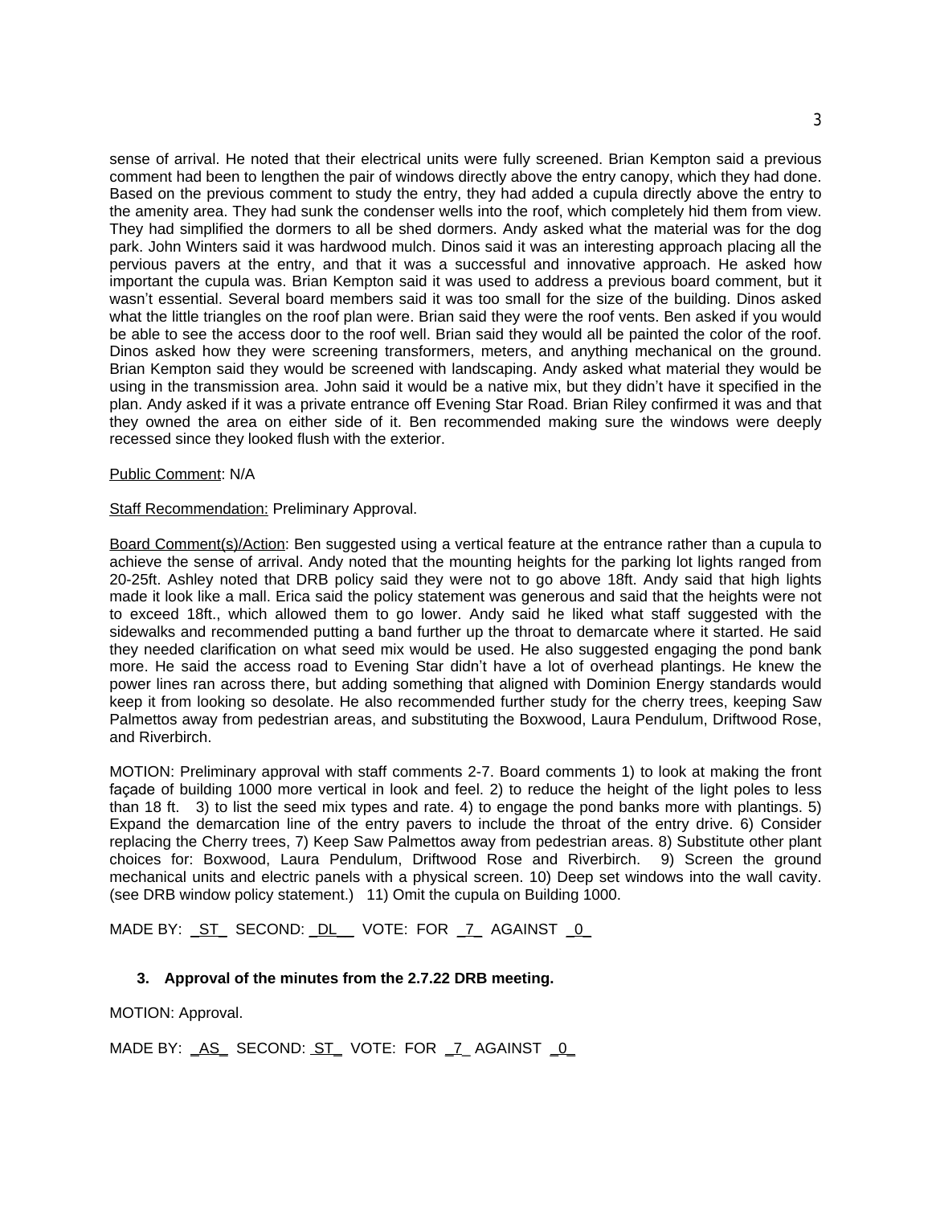sense of arrival. He noted that their electrical units were fully screened. Brian Kempton said a previous comment had been to lengthen the pair of windows directly above the entry canopy, which they had done. Based on the previous comment to study the entry, they had added a cupula directly above the entry to the amenity area. They had sunk the condenser wells into the roof, which completely hid them from view. They had simplified the dormers to all be shed dormers. Andy asked what the material was for the dog park. John Winters said it was hardwood mulch. Dinos said it was an interesting approach placing all the pervious pavers at the entry, and that it was a successful and innovative approach. He asked how important the cupula was. Brian Kempton said it was used to address a previous board comment, but it wasn't essential. Several board members said it was too small for the size of the building. Dinos asked what the little triangles on the roof plan were. Brian said they were the roof vents. Ben asked if you would be able to see the access door to the roof well. Brian said they would all be painted the color of the roof. Dinos asked how they were screening transformers, meters, and anything mechanical on the ground. Brian Kempton said they would be screened with landscaping. Andy asked what material they would be using in the transmission area. John said it would be a native mix, but they didn't have it specified in the plan. Andy asked if it was a private entrance off Evening Star Road. Brian Riley confirmed it was and that they owned the area on either side of it. Ben recommended making sure the windows were deeply recessed since they looked flush with the exterior.

Public Comment: N/A

Staff Recommendation: Preliminary Approval.

Board Comment(s)/Action: Ben suggested using a vertical feature at the entrance rather than a cupula to achieve the sense of arrival. Andy noted that the mounting heights for the parking lot lights ranged from 20-25ft. Ashley noted that DRB policy said they were not to go above 18ft. Andy said that high lights made it look like a mall. Erica said the policy statement was generous and said that the heights were not to exceed 18ft., which allowed them to go lower. Andy said he liked what staff suggested with the sidewalks and recommended putting a band further up the throat to demarcate where it started. He said they needed clarification on what seed mix would be used. He also suggested engaging the pond bank more. He said the access road to Evening Star didn't have a lot of overhead plantings. He knew the power lines ran across there, but adding something that aligned with Dominion Energy standards would keep it from looking so desolate. He also recommended further study for the cherry trees, keeping Saw Palmettos away from pedestrian areas, and substituting the Boxwood, Laura Pendulum, Driftwood Rose, and Riverbirch.

MOTION: Preliminary approval with staff comments 2-7. Board comments 1) to look at making the front façade of building 1000 more vertical in look and feel. 2) to reduce the height of the light poles to less than 18 ft. 3) to list the seed mix types and rate. 4) to engage the pond banks more with plantings. 5) Expand the demarcation line of the entry pavers to include the throat of the entry drive. 6) Consider replacing the Cherry trees, 7) Keep Saw Palmettos away from pedestrian areas. 8) Substitute other plant choices for: Boxwood, Laura Pendulum, Driftwood Rose and Riverbirch. 9) Screen the ground mechanical units and electric panels with a physical screen. 10) Deep set windows into the wall cavity. (see DRB window policy statement.) 11) Omit the cupula on Building 1000.

MADE BY: _ST_ SECOND: _DL__ VOTE: FOR _7_ AGAINST _0_

**3. Approval of the minutes from the 2.7.22 DRB meeting.**

MOTION: Approval.

MADE BY: _AS_ SECOND: _ST_ VOTE: FOR _7_ AGAINST _0_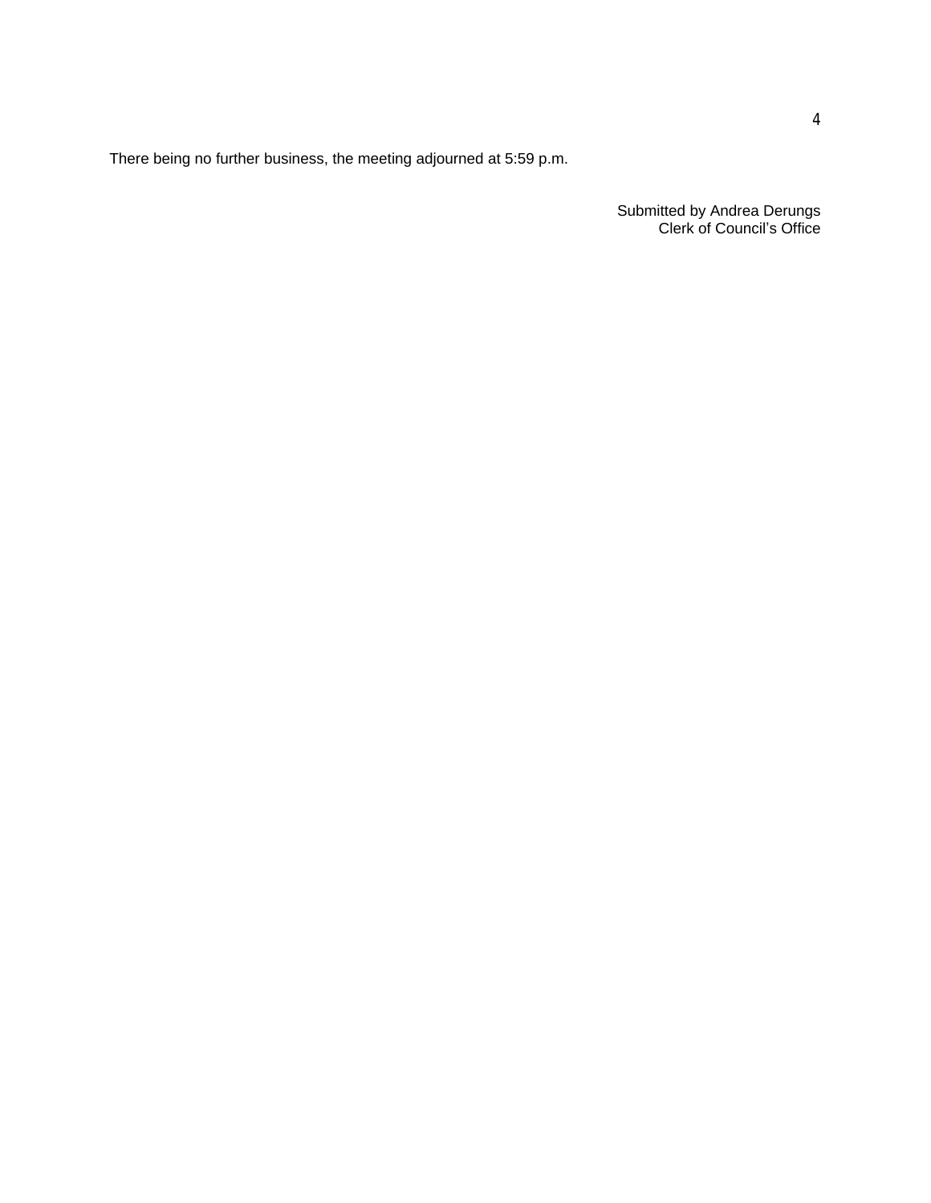There being no further business, the meeting adjourned at 5:59 p.m.

Submitted by Andrea Derungs
Clerk of Council's Office